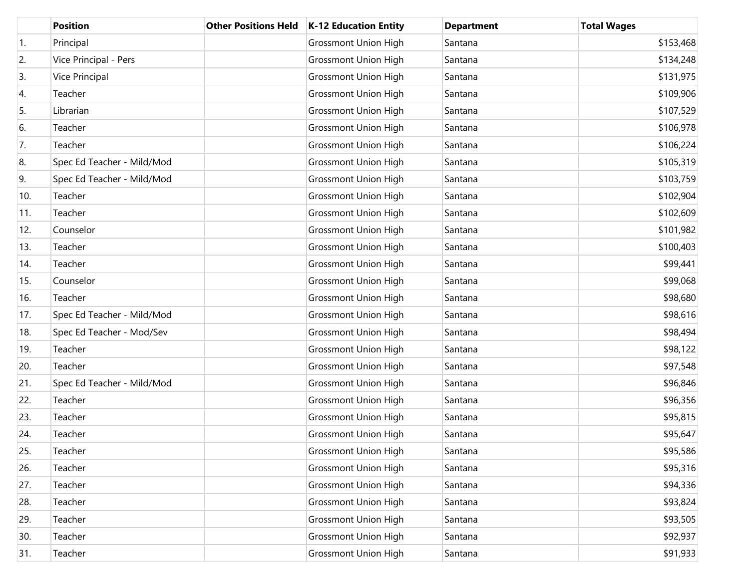| | Position | Other Positions Held | K-12 Education Entity | Department | Total Wages |
|---|---|---|---|---|---|
| 1. | Principal | | Grossmont Union High | Santana | $153,468 |
| 2. | Vice Principal - Pers | | Grossmont Union High | Santana | $134,248 |
| 3. | Vice Principal | | Grossmont Union High | Santana | $131,975 |
| 4. | Teacher | | Grossmont Union High | Santana | $109,906 |
| 5. | Librarian | | Grossmont Union High | Santana | $107,529 |
| 6. | Teacher | | Grossmont Union High | Santana | $106,978 |
| 7. | Teacher | | Grossmont Union High | Santana | $106,224 |
| 8. | Spec Ed Teacher - Mild/Mod | | Grossmont Union High | Santana | $105,319 |
| 9. | Spec Ed Teacher - Mild/Mod | | Grossmont Union High | Santana | $103,759 |
| 10. | Teacher | | Grossmont Union High | Santana | $102,904 |
| 11. | Teacher | | Grossmont Union High | Santana | $102,609 |
| 12. | Counselor | | Grossmont Union High | Santana | $101,982 |
| 13. | Teacher | | Grossmont Union High | Santana | $100,403 |
| 14. | Teacher | | Grossmont Union High | Santana | $99,441 |
| 15. | Counselor | | Grossmont Union High | Santana | $99,068 |
| 16. | Teacher | | Grossmont Union High | Santana | $98,680 |
| 17. | Spec Ed Teacher - Mild/Mod | | Grossmont Union High | Santana | $98,616 |
| 18. | Spec Ed Teacher - Mod/Sev | | Grossmont Union High | Santana | $98,494 |
| 19. | Teacher | | Grossmont Union High | Santana | $98,122 |
| 20. | Teacher | | Grossmont Union High | Santana | $97,548 |
| 21. | Spec Ed Teacher - Mild/Mod | | Grossmont Union High | Santana | $96,846 |
| 22. | Teacher | | Grossmont Union High | Santana | $96,356 |
| 23. | Teacher | | Grossmont Union High | Santana | $95,815 |
| 24. | Teacher | | Grossmont Union High | Santana | $95,647 |
| 25. | Teacher | | Grossmont Union High | Santana | $95,586 |
| 26. | Teacher | | Grossmont Union High | Santana | $95,316 |
| 27. | Teacher | | Grossmont Union High | Santana | $94,336 |
| 28. | Teacher | | Grossmont Union High | Santana | $93,824 |
| 29. | Teacher | | Grossmont Union High | Santana | $93,505 |
| 30. | Teacher | | Grossmont Union High | Santana | $92,937 |
| 31. | Teacher | | Grossmont Union High | Santana | $91,933 |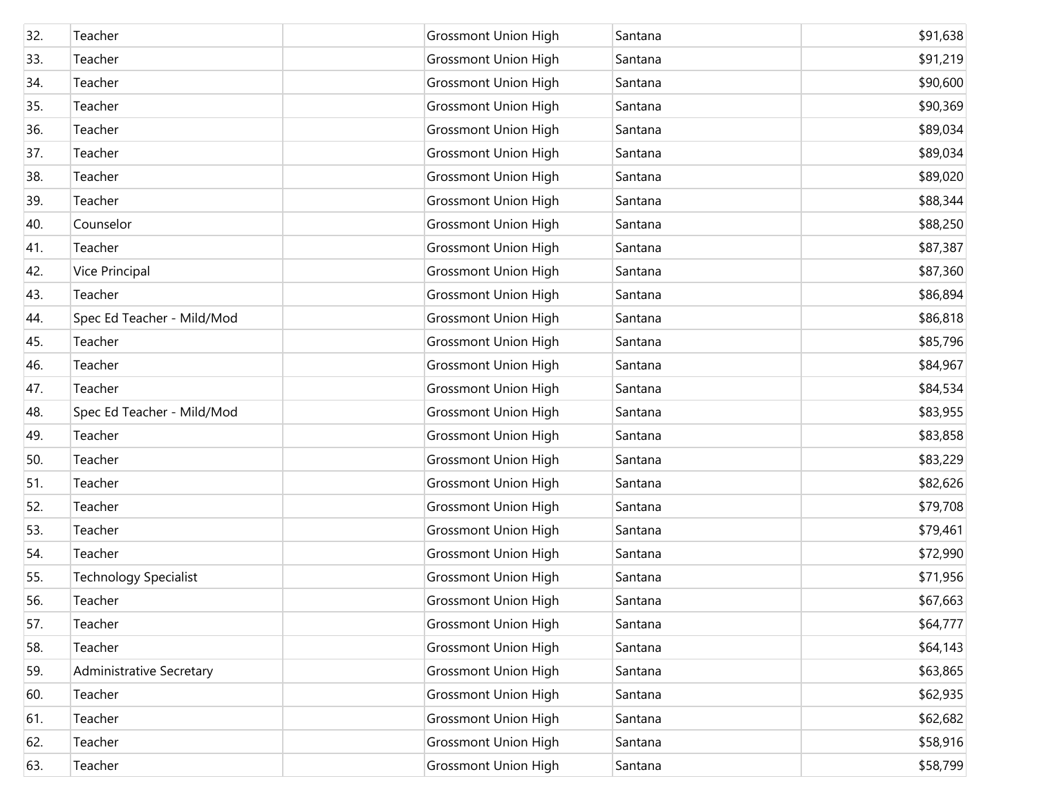| | | | | | |
|---|---|---|---|---|---|
| 32. | Teacher | | Grossmont Union High | Santana | $91,638 |
| 33. | Teacher | | Grossmont Union High | Santana | $91,219 |
| 34. | Teacher | | Grossmont Union High | Santana | $90,600 |
| 35. | Teacher | | Grossmont Union High | Santana | $90,369 |
| 36. | Teacher | | Grossmont Union High | Santana | $89,034 |
| 37. | Teacher | | Grossmont Union High | Santana | $89,034 |
| 38. | Teacher | | Grossmont Union High | Santana | $89,020 |
| 39. | Teacher | | Grossmont Union High | Santana | $88,344 |
| 40. | Counselor | | Grossmont Union High | Santana | $88,250 |
| 41. | Teacher | | Grossmont Union High | Santana | $87,387 |
| 42. | Vice Principal | | Grossmont Union High | Santana | $87,360 |
| 43. | Teacher | | Grossmont Union High | Santana | $86,894 |
| 44. | Spec Ed Teacher - Mild/Mod | | Grossmont Union High | Santana | $86,818 |
| 45. | Teacher | | Grossmont Union High | Santana | $85,796 |
| 46. | Teacher | | Grossmont Union High | Santana | $84,967 |
| 47. | Teacher | | Grossmont Union High | Santana | $84,534 |
| 48. | Spec Ed Teacher - Mild/Mod | | Grossmont Union High | Santana | $83,955 |
| 49. | Teacher | | Grossmont Union High | Santana | $83,858 |
| 50. | Teacher | | Grossmont Union High | Santana | $83,229 |
| 51. | Teacher | | Grossmont Union High | Santana | $82,626 |
| 52. | Teacher | | Grossmont Union High | Santana | $79,708 |
| 53. | Teacher | | Grossmont Union High | Santana | $79,461 |
| 54. | Teacher | | Grossmont Union High | Santana | $72,990 |
| 55. | Technology Specialist | | Grossmont Union High | Santana | $71,956 |
| 56. | Teacher | | Grossmont Union High | Santana | $67,663 |
| 57. | Teacher | | Grossmont Union High | Santana | $64,777 |
| 58. | Teacher | | Grossmont Union High | Santana | $64,143 |
| 59. | Administrative Secretary | | Grossmont Union High | Santana | $63,865 |
| 60. | Teacher | | Grossmont Union High | Santana | $62,935 |
| 61. | Teacher | | Grossmont Union High | Santana | $62,682 |
| 62. | Teacher | | Grossmont Union High | Santana | $58,916 |
| 63. | Teacher | | Grossmont Union High | Santana | $58,799 |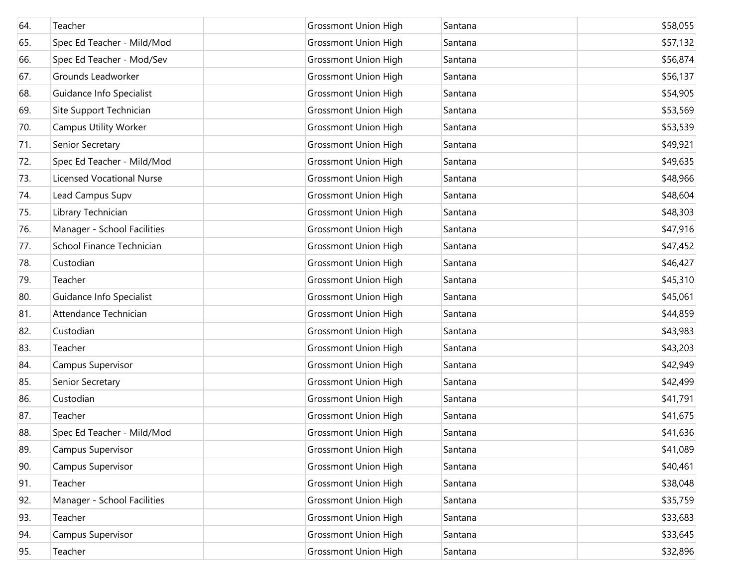| | | | | | |
|---|---|---|---|---|---|
| 64. | Teacher | | Grossmont Union High | Santana | $58,055 |
| 65. | Spec Ed Teacher - Mild/Mod | | Grossmont Union High | Santana | $57,132 |
| 66. | Spec Ed Teacher - Mod/Sev | | Grossmont Union High | Santana | $56,874 |
| 67. | Grounds Leadworker | | Grossmont Union High | Santana | $56,137 |
| 68. | Guidance Info Specialist | | Grossmont Union High | Santana | $54,905 |
| 69. | Site Support Technician | | Grossmont Union High | Santana | $53,569 |
| 70. | Campus Utility Worker | | Grossmont Union High | Santana | $53,539 |
| 71. | Senior Secretary | | Grossmont Union High | Santana | $49,921 |
| 72. | Spec Ed Teacher - Mild/Mod | | Grossmont Union High | Santana | $49,635 |
| 73. | Licensed Vocational Nurse | | Grossmont Union High | Santana | $48,966 |
| 74. | Lead Campus Supv | | Grossmont Union High | Santana | $48,604 |
| 75. | Library Technician | | Grossmont Union High | Santana | $48,303 |
| 76. | Manager - School Facilities | | Grossmont Union High | Santana | $47,916 |
| 77. | School Finance Technician | | Grossmont Union High | Santana | $47,452 |
| 78. | Custodian | | Grossmont Union High | Santana | $46,427 |
| 79. | Teacher | | Grossmont Union High | Santana | $45,310 |
| 80. | Guidance Info Specialist | | Grossmont Union High | Santana | $45,061 |
| 81. | Attendance Technician | | Grossmont Union High | Santana | $44,859 |
| 82. | Custodian | | Grossmont Union High | Santana | $43,983 |
| 83. | Teacher | | Grossmont Union High | Santana | $43,203 |
| 84. | Campus Supervisor | | Grossmont Union High | Santana | $42,949 |
| 85. | Senior Secretary | | Grossmont Union High | Santana | $42,499 |
| 86. | Custodian | | Grossmont Union High | Santana | $41,791 |
| 87. | Teacher | | Grossmont Union High | Santana | $41,675 |
| 88. | Spec Ed Teacher - Mild/Mod | | Grossmont Union High | Santana | $41,636 |
| 89. | Campus Supervisor | | Grossmont Union High | Santana | $41,089 |
| 90. | Campus Supervisor | | Grossmont Union High | Santana | $40,461 |
| 91. | Teacher | | Grossmont Union High | Santana | $38,048 |
| 92. | Manager - School Facilities | | Grossmont Union High | Santana | $35,759 |
| 93. | Teacher | | Grossmont Union High | Santana | $33,683 |
| 94. | Campus Supervisor | | Grossmont Union High | Santana | $33,645 |
| 95. | Teacher | | Grossmont Union High | Santana | $32,896 |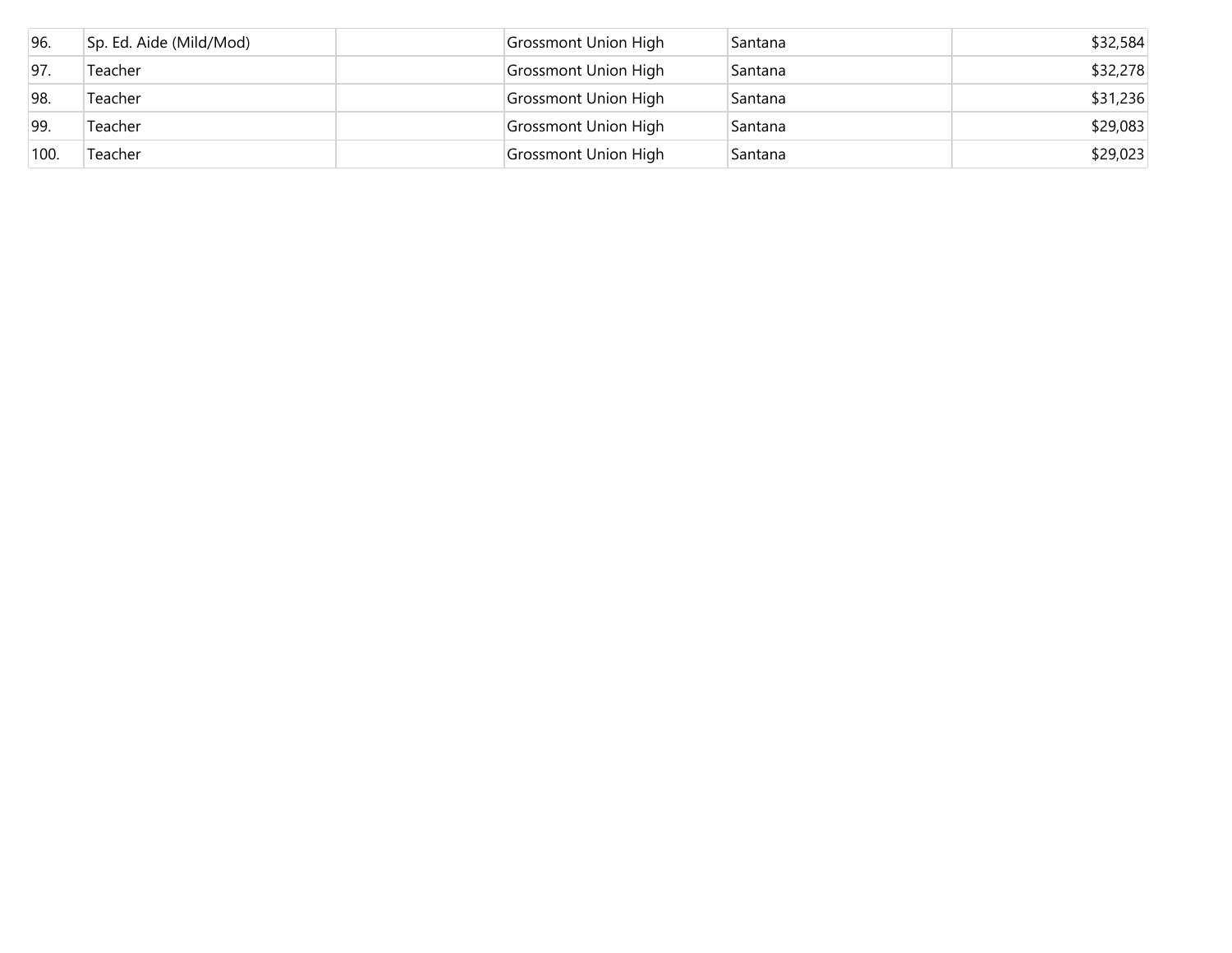| | | | | | |
|---|---|---|---|---|---|
| 96. | Sp. Ed. Aide (Mild/Mod) | | Grossmont Union High | Santana | $32,584 |
| 97. | Teacher | | Grossmont Union High | Santana | $32,278 |
| 98. | Teacher | | Grossmont Union High | Santana | $31,236 |
| 99. | Teacher | | Grossmont Union High | Santana | $29,083 |
| 100. | Teacher | | Grossmont Union High | Santana | $29,023 |